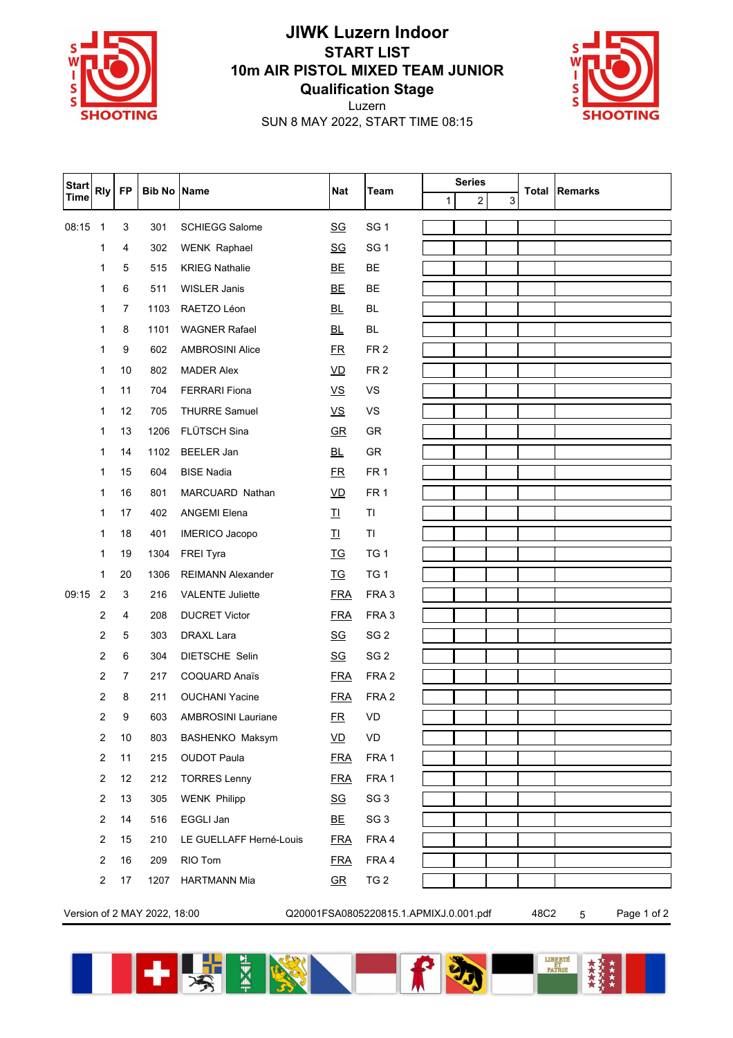# JIWK Luzern Indoor

## START LIST

## 10m AIR PISTOL MIXED TEAM JUNIOR

## Qualification Stage

Luzern

SUN 8 MAY 2022, START TIME 08:15

| Start Time | Rly | FP | Bib No | Name | Nat | Team | Series 1 | Series 2 | Series 3 | Total | Remarks |
|---|---|---|---|---|---|---|---|---|---|---|---|
| 08:15 | 1 | 3 | 301 | SCHIEGG Salome | SG | SG 1 | | | | | |
| | 1 | 4 | 302 | WENK Raphael | SG | SG 1 | | | | | |
| | 1 | 5 | 515 | KRIEG Nathalie | BE | BE | | | | | |
| | 1 | 6 | 511 | WISLER Janis | BE | BE | | | | | |
| | 1 | 7 | 1103 | RAETZO Léon | BL | BL | | | | | |
| | 1 | 8 | 1101 | WAGNER Rafael | BL | BL | | | | | |
| | 1 | 9 | 602 | AMBROSINI Alice | FR | FR 2 | | | | | |
| | 1 | 10 | 802 | MADER Alex | VD | FR 2 | | | | | |
| | 1 | 11 | 704 | FERRARI Fiona | VS | VS | | | | | |
| | 1 | 12 | 705 | THURRE Samuel | VS | VS | | | | | |
| | 1 | 13 | 1206 | FLÜTSCH Sina | GR | GR | | | | | |
| | 1 | 14 | 1102 | BEELER Jan | BL | GR | | | | | |
| | 1 | 15 | 604 | BISE Nadia | FR | FR 1 | | | | | |
| | 1 | 16 | 801 | MARCUARD Nathan | VD | FR 1 | | | | | |
| | 1 | 17 | 402 | ANGEMI Elena | TI | TI | | | | | |
| | 1 | 18 | 401 | IMERICO Jacopo | TI | TI | | | | | |
| | 1 | 19 | 1304 | FREI Tyra | TG | TG 1 | | | | | |
| | 1 | 20 | 1306 | REIMANN Alexander | TG | TG 1 | | | | | |
| 09:15 | 2 | 3 | 216 | VALENTE Juliette | FRA | FRA 3 | | | | | |
| | 2 | 4 | 208 | DUCRET Victor | FRA | FRA 3 | | | | | |
| | 2 | 5 | 303 | DRAXL Lara | SG | SG 2 | | | | | |
| | 2 | 6 | 304 | DIETSCHE Selin | SG | SG 2 | | | | | |
| | 2 | 7 | 217 | COQUARD Anaïs | FRA | FRA 2 | | | | | |
| | 2 | 8 | 211 | OUCHANI Yacine | FRA | FRA 2 | | | | | |
| | 2 | 9 | 603 | AMBROSINI Lauriane | FR | VD | | | | | |
| | 2 | 10 | 803 | BASHENKO Maksym | VD | VD | | | | | |
| | 2 | 11 | 215 | OUDOT Paula | FRA | FRA 1 | | | | | |
| | 2 | 12 | 212 | TORRES Lenny | FRA | FRA 1 | | | | | |
| | 2 | 13 | 305 | WENK Philipp | SG | SG 3 | | | | | |
| | 2 | 14 | 516 | EGGLI Jan | BE | SG 3 | | | | | |
| | 2 | 15 | 210 | LE GUELLAFF Herné-Louis | FRA | FRA 4 | | | | | |
| | 2 | 16 | 209 | RIO Tom | FRA | FRA 4 | | | | | |
| | 2 | 17 | 1207 | HARTMANN Mia | GR | TG 2 | | | | | |

Version of 2 MAY 2022, 18:00 Q20001FSA0805220815.1.APMIXJ.0.001.pdf 48C2 5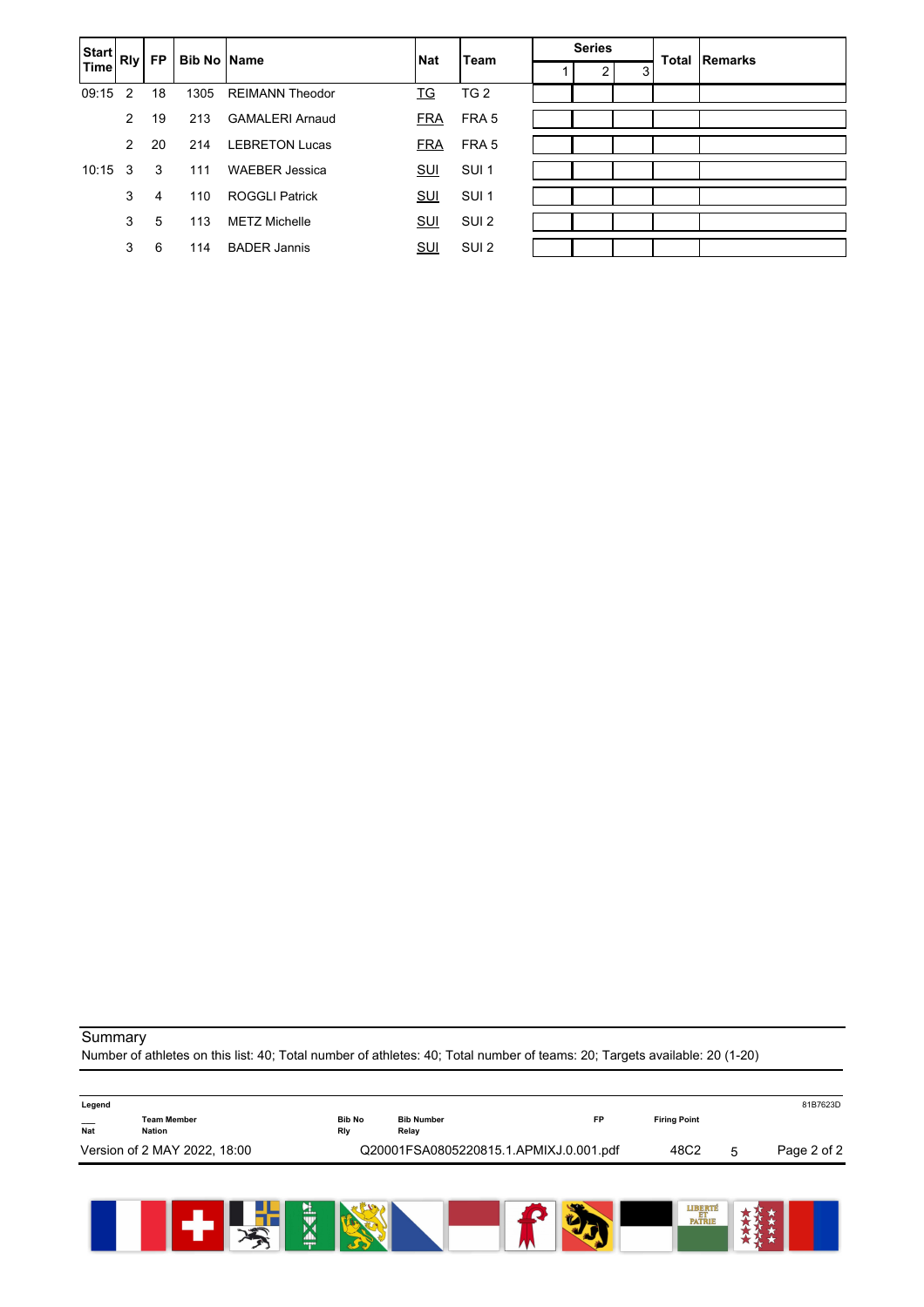| Start Time | Rly | FP | Bib No | Name | Nat | Team | Series | | | Total | Remarks |
|---|---|---|---|---|---|---|---|---|---|---|---|
| | | | | | | | 1 | 2 | 3 | | |
| 09:15 | 2 | 18 | 1305 | REIMANN Theodor | TG | TG 2 | | | | | |
| | 2 | 19 | 213 | GAMALERI Arnaud | FRA | FRA 5 | | | | | |
| | 2 | 20 | 214 | LEBRETON Lucas | FRA | FRA 5 | | | | | |
| 10:15 | 3 | 3 | 111 | WAEBER Jessica | SUI | SUI 1 | | | | | |
| | 3 | 4 | 110 | ROGGLI Patrick | SUI | SUI 1 | | | | | |
| | 3 | 5 | 113 | METZ Michelle | SUI | SUI 2 | | | | | |
| | 3 | 6 | 114 | BADER Jannis | SUI | SUI 2 | | | | | |

Summary

Number of athletes on this list: 40; Total number of athletes: 40; Total number of teams: 20; Targets available: 20 (1-20)

**Legend**

| | | | |
|---|---|---|---|
| Nat: Nation | Team Member | Bib No: Bib Number | FP: Firing Point |
| | | Rly: Relay | |

81B7623D

Version of 2 MAY 2022, 18:00    Q20001FSA0805220815.1.APMIXJ.0.001.pdf    48C2    5